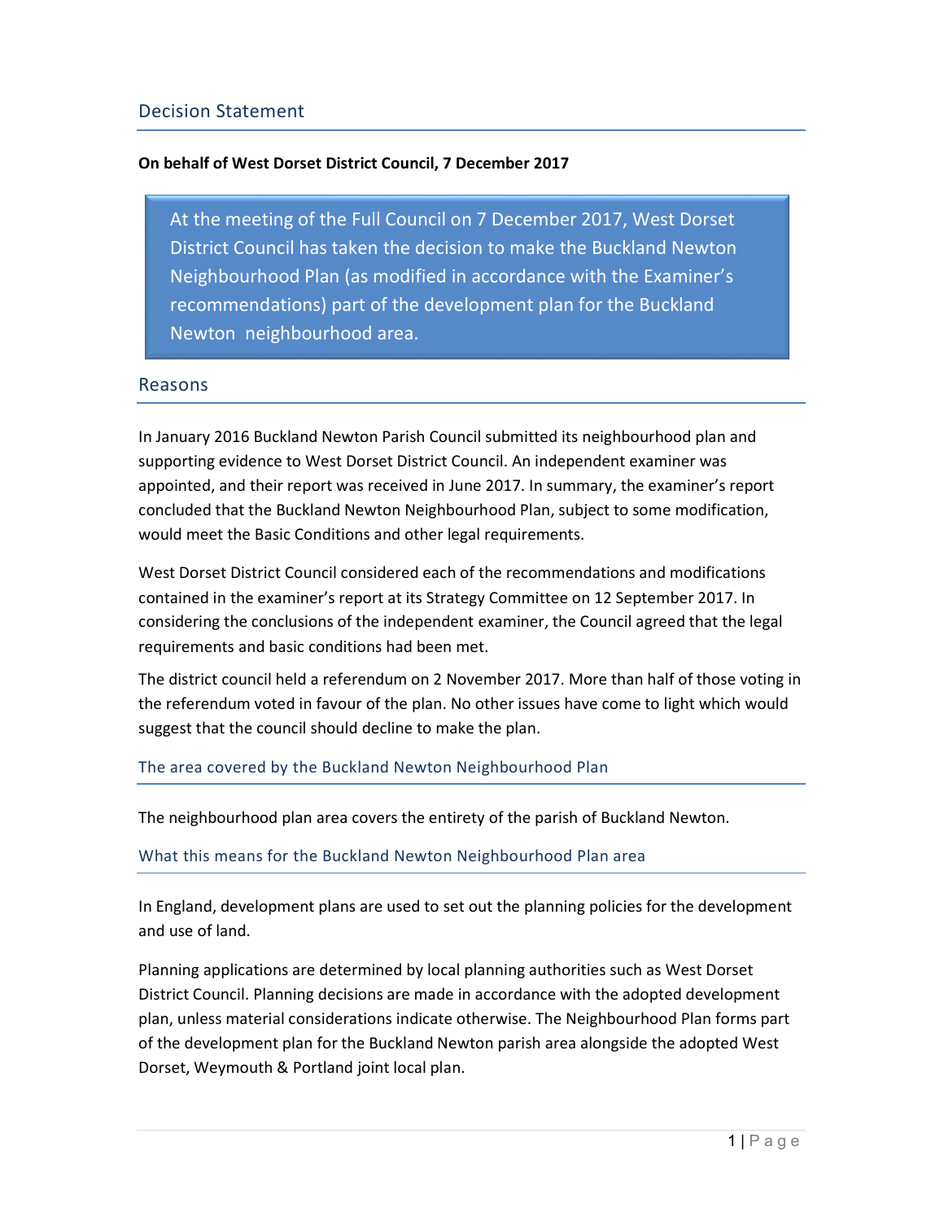## Decision Statement

**On behalf of West Dorset District Council, 7 December 2017**

> At the meeting of the Full Council on 7 December 2017, West Dorset District Council has taken the decision to make the Buckland Newton Neighbourhood Plan (as modified in accordance with the Examiner's recommendations) part of the development plan for the Buckland Newton neighbourhood area.

## Reasons

In January 2016 Buckland Newton Parish Council submitted its neighbourhood plan and supporting evidence to West Dorset District Council. An independent examiner was appointed, and their report was received in June 2017. In summary, the examiner's report concluded that the Buckland Newton Neighbourhood Plan, subject to some modification, would meet the Basic Conditions and other legal requirements.

West Dorset District Council considered each of the recommendations and modifications contained in the examiner's report at its Strategy Committee on 12 September 2017. In considering the conclusions of the independent examiner, the Council agreed that the legal requirements and basic conditions had been met.

The district council held a referendum on 2 November 2017. More than half of those voting in the referendum voted in favour of the plan. No other issues have come to light which would suggest that the council should decline to make the plan.

### The area covered by the Buckland Newton Neighbourhood Plan

The neighbourhood plan area covers the entirety of the parish of Buckland Newton.

### What this means for the Buckland Newton Neighbourhood Plan area

In England, development plans are used to set out the planning policies for the development and use of land.

Planning applications are determined by local planning authorities such as West Dorset District Council. Planning decisions are made in accordance with the adopted development plan, unless material considerations indicate otherwise. The Neighbourhood Plan forms part of the development plan for the Buckland Newton parish area alongside the adopted West Dorset, Weymouth & Portland joint local plan.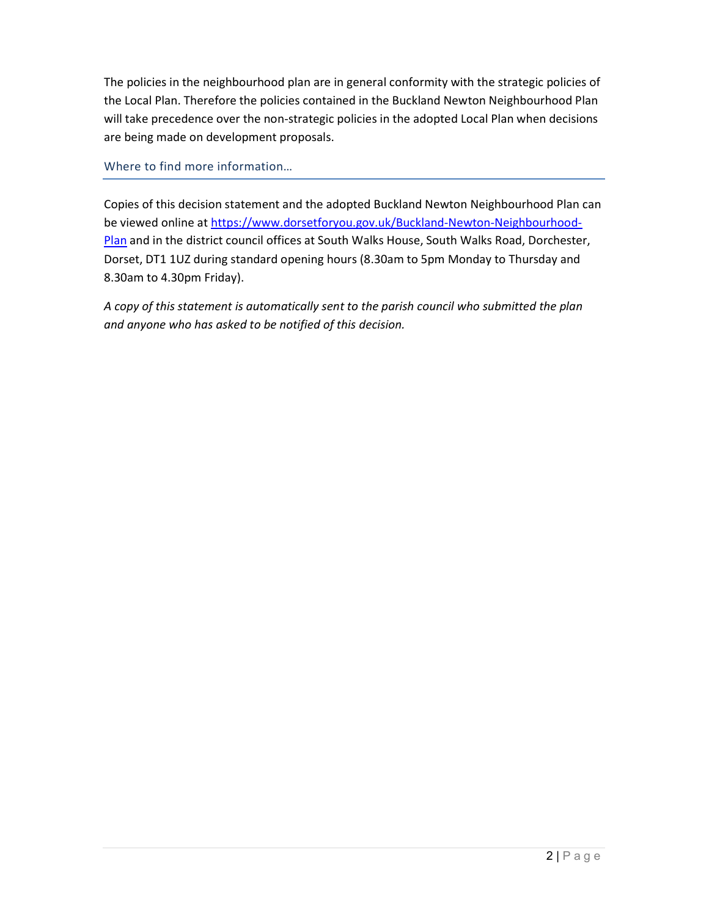The policies in the neighbourhood plan are in general conformity with the strategic policies of the Local Plan. Therefore the policies contained in the Buckland Newton Neighbourhood Plan will take precedence over the non-strategic policies in the adopted Local Plan when decisions are being made on development proposals.

## Where to find more information…

Copies of this decision statement and the adopted Buckland Newton Neighbourhood Plan can be viewed online at [https://www.dorsetforyou.gov.uk/Buckland-Newton-Neighbourhood-Plan](https://www.dorsetforyou.gov.uk/Buckland-Newton-Neighbourhood-Plan) and in the district council offices at South Walks House, South Walks Road, Dorchester, Dorset, DT1 1UZ during standard opening hours (8.30am to 5pm Monday to Thursday and 8.30am to 4.30pm Friday).

*A copy of this statement is automatically sent to the parish council who submitted the plan and anyone who has asked to be notified of this decision.*